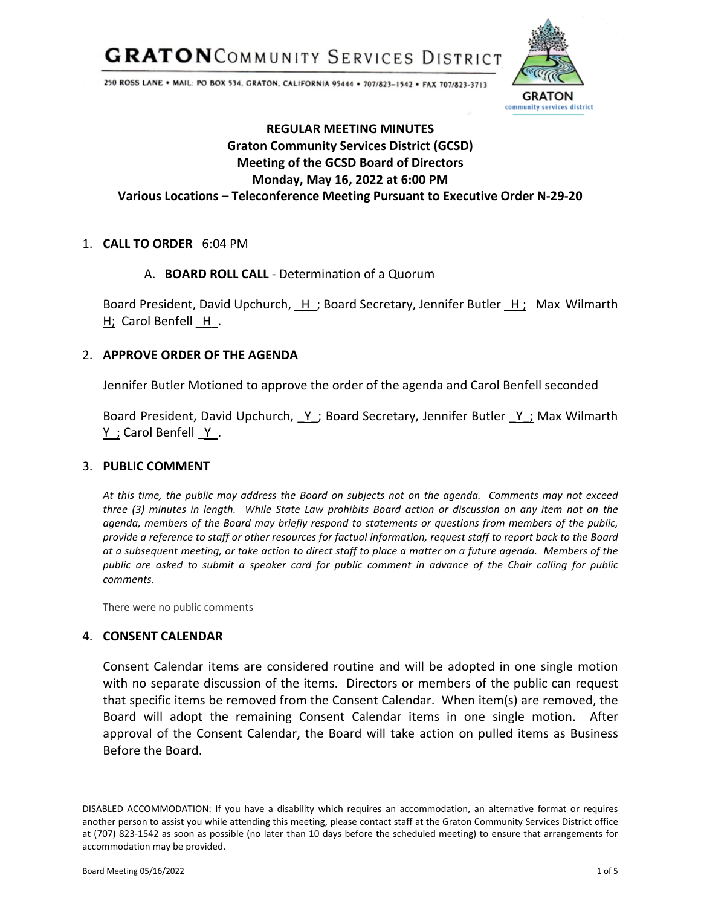# GRATON COMMUNITY SERVICES DISTRICT

250 ROSS LANE • MAIL: PO BOX 534, GRATON, CALIFORNIA 95444 • 707/823-1542 • FAX 707/823-3713

GRATON community services district

## REGULAR MEETING MINUTES
## Graton Community Services District (GCSD)
## Meeting of the GCSD Board of Directors
## Monday, May 16, 2022 at 6:00 PM
## Various Locations – Teleconference Meeting Pursuant to Executive Order N-29-20

1. **CALL TO ORDER** 6:04 PM

   A. **BOARD ROLL CALL** - Determination of a Quorum

   Board President, David Upchurch, _H_; Board Secretary, Jennifer Butler _H_; Max Wilmarth _H_; Carol Benfell _H_.

2. **APPROVE ORDER OF THE AGENDA**

   Jennifer Butler Motioned to approve the order of the agenda and Carol Benfell seconded

   Board President, David Upchurch, _Y_; Board Secretary, Jennifer Butler _Y_; Max Wilmarth _Y_; Carol Benfell _Y_.

3. **PUBLIC COMMENT**

   *At this time, the public may address the Board on subjects not on the agenda. Comments may not exceed three (3) minutes in length. While State Law prohibits Board action or discussion on any item not on the agenda, members of the Board may briefly respond to statements or questions from members of the public, provide a reference to staff or other resources for factual information, request staff to report back to the Board at a subsequent meeting, or take action to direct staff to place a matter on a future agenda. Members of the public are asked to submit a speaker card for public comment in advance of the Chair calling for public comments.*

   There were no public comments

4. **CONSENT CALENDAR**

   Consent Calendar items are considered routine and will be adopted in one single motion with no separate discussion of the items. Directors or members of the public can request that specific items be removed from the Consent Calendar. When item(s) are removed, the Board will adopt the remaining Consent Calendar items in one single motion. After approval of the Consent Calendar, the Board will take action on pulled items as Business Before the Board.

DISABLED ACCOMMODATION: If you have a disability which requires an accommodation, an alternative format or requires another person to assist you while attending this meeting, please contact staff at the Graton Community Services District office at (707) 823-1542 as soon as possible (no later than 10 days before the scheduled meeting) to ensure that arrangements for accommodation may be provided.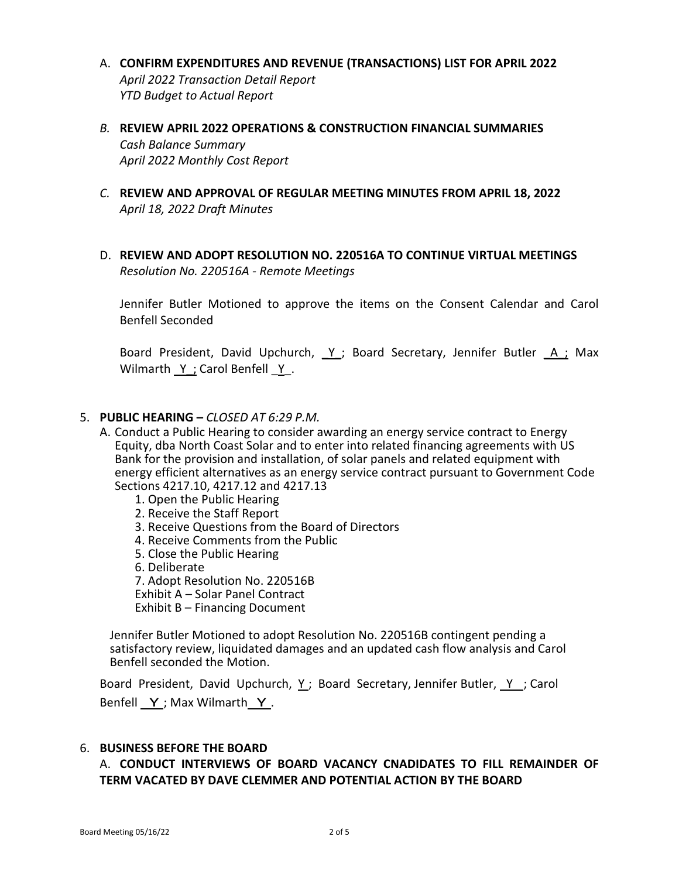A. **CONFIRM EXPENDITURES AND REVENUE (TRANSACTIONS) LIST FOR APRIL 2022**
*April 2022 Transaction Detail Report*
*YTD Budget to Actual Report*

*B.* **REVIEW APRIL 2022 OPERATIONS & CONSTRUCTION FINANCIAL SUMMARIES**
*Cash Balance Summary*
*April 2022 Monthly Cost Report*

*C.* **REVIEW AND APPROVAL OF REGULAR MEETING MINUTES FROM APRIL 18, 2022**
*April 18, 2022 Draft Minutes*

D. **REVIEW AND ADOPT RESOLUTION NO. 220516A TO CONTINUE VIRTUAL MEETINGS**
*Resolution No. 220516A - Remote Meetings*

Jennifer Butler Motioned to approve the items on the Consent Calendar and Carol Benfell Seconded

Board President, David Upchurch, Y ; Board Secretary, Jennifer Butler A ; Max Wilmarth Y ; Carol Benfell Y .

5. **PUBLIC HEARING –** *CLOSED AT 6:29 P.M.*
   A. Conduct a Public Hearing to consider awarding an energy service contract to Energy Equity, dba North Coast Solar and to enter into related financing agreements with US Bank for the provision and installation, of solar panels and related equipment with energy efficient alternatives as an energy service contract pursuant to Government Code Sections 4217.10, 4217.12 and 4217.13
      1. Open the Public Hearing
      2. Receive the Staff Report
      3. Receive Questions from the Board of Directors
      4. Receive Comments from the Public
      5. Close the Public Hearing
      6. Deliberate
      7. Adopt Resolution No. 220516B
      Exhibit A – Solar Panel Contract
      Exhibit B – Financing Document

   Jennifer Butler Motioned to adopt Resolution No. 220516B contingent pending a satisfactory review, liquidated damages and an updated cash flow analysis and Carol Benfell seconded the Motion.

   Board President, David Upchurch, Y ; Board Secretary, Jennifer Butler, Y ; Carol Benfell Y ; Max Wilmarth Y .

6. **BUSINESS BEFORE THE BOARD**

   A. **CONDUCT INTERVIEWS OF BOARD VACANCY CNADIDATES TO FILL REMAINDER OF TERM VACATED BY DAVE CLEMMER AND POTENTIAL ACTION BY THE BOARD**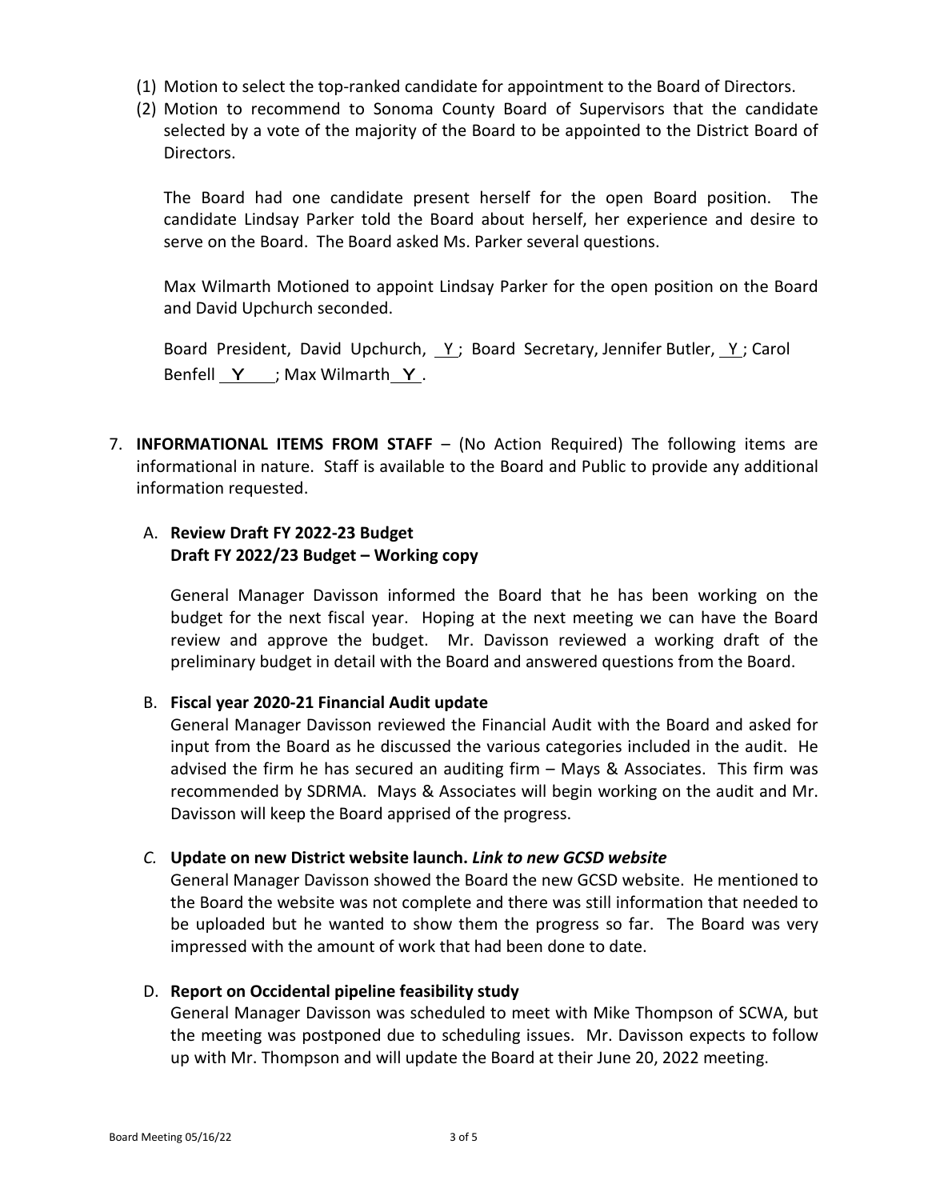(1) Motion to select the top-ranked candidate for appointment to the Board of Directors.

(2) Motion to recommend to Sonoma County Board of Supervisors that the candidate selected by a vote of the majority of the Board to be appointed to the District Board of Directors.

The Board had one candidate present herself for the open Board position. The candidate Lindsay Parker told the Board about herself, her experience and desire to serve on the Board. The Board asked Ms. Parker several questions.

Max Wilmarth Motioned to appoint Lindsay Parker for the open position on the Board and David Upchurch seconded.

Board President, David Upchurch, Y; Board Secretary, Jennifer Butler, Y; Carol Benfell Y; Max Wilmarth Y.

7. **INFORMATIONAL ITEMS FROM STAFF** – (No Action Required) The following items are informational in nature. Staff is available to the Board and Public to provide any additional information requested.

   A. **Review Draft FY 2022-23 Budget**
   **Draft FY 2022/23 Budget – Working copy**

   General Manager Davisson informed the Board that he has been working on the budget for the next fiscal year. Hoping at the next meeting we can have the Board review and approve the budget. Mr. Davisson reviewed a working draft of the preliminary budget in detail with the Board and answered questions from the Board.

   B. **Fiscal year 2020-21 Financial Audit update**

   General Manager Davisson reviewed the Financial Audit with the Board and asked for input from the Board as he discussed the various categories included in the audit. He advised the firm he has secured an auditing firm – Mays & Associates. This firm was recommended by SDRMA. Mays & Associates will begin working on the audit and Mr. Davisson will keep the Board apprised of the progress.

   *C.* **Update on new District website launch.** ***Link to new GCSD website***

   General Manager Davisson showed the Board the new GCSD website. He mentioned to the Board the website was not complete and there was still information that needed to be uploaded but he wanted to show them the progress so far. The Board was very impressed with the amount of work that had been done to date.

   D. **Report on Occidental pipeline feasibility study**

   General Manager Davisson was scheduled to meet with Mike Thompson of SCWA, but the meeting was postponed due to scheduling issues. Mr. Davisson expects to follow up with Mr. Thompson and will update the Board at their June 20, 2022 meeting.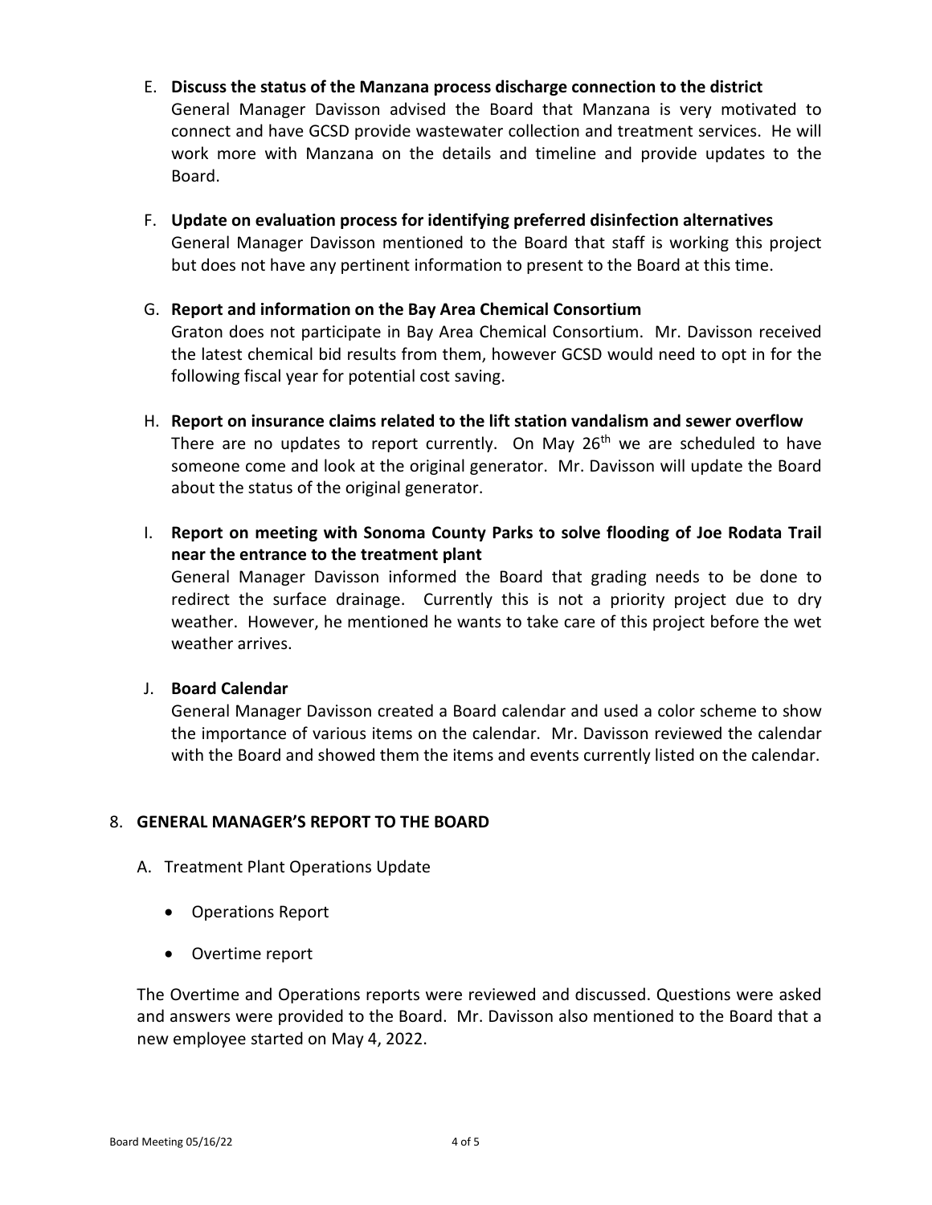E. **Discuss the status of the Manzana process discharge connection to the district**
General Manager Davisson advised the Board that Manzana is very motivated to connect and have GCSD provide wastewater collection and treatment services. He will work more with Manzana on the details and timeline and provide updates to the Board.

F. **Update on evaluation process for identifying preferred disinfection alternatives**
General Manager Davisson mentioned to the Board that staff is working this project but does not have any pertinent information to present to the Board at this time.

G. **Report and information on the Bay Area Chemical Consortium**
Graton does not participate in Bay Area Chemical Consortium. Mr. Davisson received the latest chemical bid results from them, however GCSD would need to opt in for the following fiscal year for potential cost saving.

H. **Report on insurance claims related to the lift station vandalism and sewer overflow**
There are no updates to report currently. On May 26th we are scheduled to have someone come and look at the original generator. Mr. Davisson will update the Board about the status of the original generator.

I. **Report on meeting with Sonoma County Parks to solve flooding of Joe Rodata Trail near the entrance to the treatment plant**
General Manager Davisson informed the Board that grading needs to be done to redirect the surface drainage. Currently this is not a priority project due to dry weather. However, he mentioned he wants to take care of this project before the wet weather arrives.

J. **Board Calendar**
General Manager Davisson created a Board calendar and used a color scheme to show the importance of various items on the calendar. Mr. Davisson reviewed the calendar with the Board and showed them the items and events currently listed on the calendar.

8. **GENERAL MANAGER'S REPORT TO THE BOARD**

A. Treatment Plant Operations Update

- Operations Report
- Overtime report

The Overtime and Operations reports were reviewed and discussed. Questions were asked and answers were provided to the Board. Mr. Davisson also mentioned to the Board that a new employee started on May 4, 2022.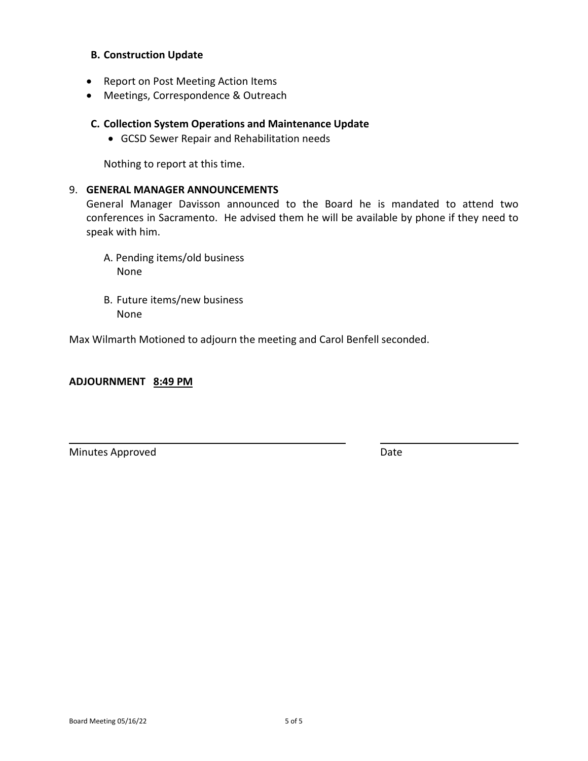**B. Construction Update**

- Report on Post Meeting Action Items
- Meetings, Correspondence & Outreach

**C. Collection System Operations and Maintenance Update**

- GCSD Sewer Repair and Rehabilitation needs

Nothing to report at this time.

9. **GENERAL MANAGER ANNOUNCEMENTS**

General Manager Davisson announced to the Board he is mandated to attend two conferences in Sacramento. He advised them he will be available by phone if they need to speak with him.

A. Pending items/old business
None

B. Future items/new business
None

Max Wilmarth Motioned to adjourn the meeting and Carol Benfell seconded.

**ADJOURNMENT <u>8:49 PM</u>**

Minutes Approved ____________________ Date ____________________